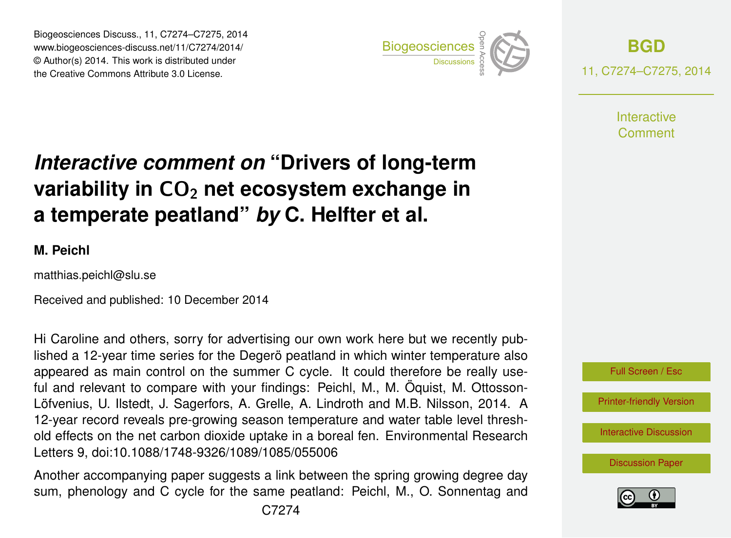# *Interactive comment on* "Drivers of long-term variability in $CO_2$ net ecosystem exchange in a temperate peatland" *by* C. Helfter et al.

**M. Peichl**

matthias.peichl@slu.se

Received and published: 10 December 2014

Hi Caroline and others, sorry for advertising our own work here but we recently published a 12-year time series for the Degerö peatland in which winter temperature also appeared as main control on the summer C cycle. It could therefore be really useful and relevant to compare with your findings: Peichl, M., M. Öquist, M. Ottosson-Löfvenius, U. Ilstedt, J. Sagerfors, A. Grelle, A. Lindroth and M.B. Nilsson, 2014. A 12-year record reveals pre-growing season temperature and water table level threshold effects on the net carbon dioxide uptake in a boreal fen. Environmental Research Letters 9, doi:10.1088/1748-9326/1089/1085/055006

Another accompanying paper suggests a link between the spring growing degree day sum, phenology and C cycle for the same peatland: Peichl, M., O. Sonnentag and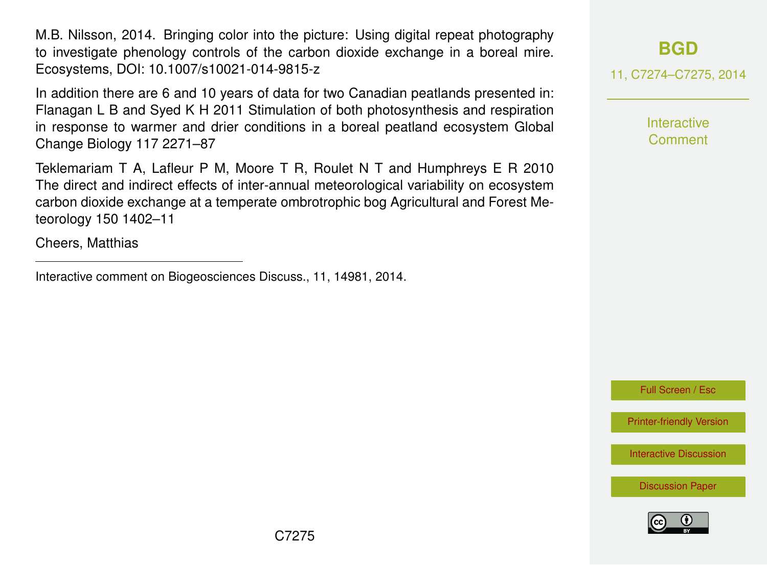M.B. Nilsson, 2014. Bringing color into the picture: Using digital repeat photography to investigate phenology controls of the carbon dioxide exchange in a boreal mire. Ecosystems, DOI: 10.1007/s10021-014-9815-z

In addition there are 6 and 10 years of data for two Canadian peatlands presented in: Flanagan L B and Syed K H 2011 Stimulation of both photosynthesis and respiration in response to warmer and drier conditions in a boreal peatland ecosystem Global Change Biology 117 2271–87

Teklemariam T A, Lafleur P M, Moore T R, Roulet N T and Humphreys E R 2010 The direct and indirect effects of inter-annual meteorological variability on ecosystem carbon dioxide exchange at a temperate ombrotrophic bog Agricultural and Forest Meteorology 150 1402–11

Cheers, Matthias

---

Interactive comment on Biogeosciences Discuss., 11, 14981, 2014.